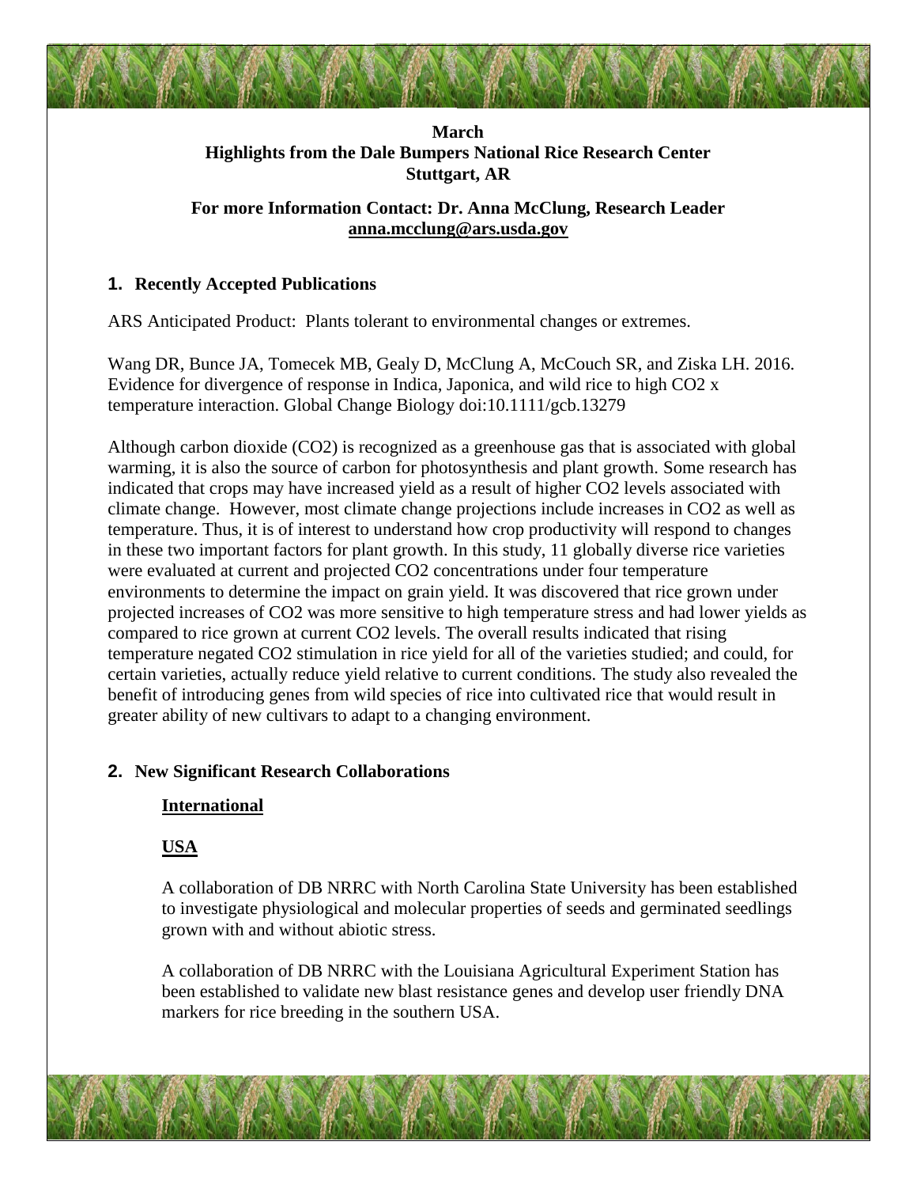**March**
**Highlights from the Dale Bumpers National Rice Research Center**
**Stuttgart, AR**

**For more Information Contact: Dr. Anna McClung, Research Leader**
**anna.mcclung@ars.usda.gov**

## 1. Recently Accepted Publications

ARS Anticipated Product: Plants tolerant to environmental changes or extremes.

Wang DR, Bunce JA, Tomecek MB, Gealy D, McClung A, McCouch SR, and Ziska LH. 2016. Evidence for divergence of response in Indica, Japonica, and wild rice to high CO2 x temperature interaction. Global Change Biology doi:10.1111/gcb.13279

Although carbon dioxide (CO2) is recognized as a greenhouse gas that is associated with global warming, it is also the source of carbon for photosynthesis and plant growth. Some research has indicated that crops may have increased yield as a result of higher CO2 levels associated with climate change. However, most climate change projections include increases in CO2 as well as temperature. Thus, it is of interest to understand how crop productivity will respond to changes in these two important factors for plant growth. In this study, 11 globally diverse rice varieties were evaluated at current and projected CO2 concentrations under four temperature environments to determine the impact on grain yield. It was discovered that rice grown under projected increases of CO2 was more sensitive to high temperature stress and had lower yields as compared to rice grown at current CO2 levels. The overall results indicated that rising temperature negated CO2 stimulation in rice yield for all of the varieties studied; and could, for certain varieties, actually reduce yield relative to current conditions. The study also revealed the benefit of introducing genes from wild species of rice into cultivated rice that would result in greater ability of new cultivars to adapt to a changing environment.

## 2. New Significant Research Collaborations

**International**

**USA**

A collaboration of DB NRRC with North Carolina State University has been established to investigate physiological and molecular properties of seeds and germinated seedlings grown with and without abiotic stress.

A collaboration of DB NRRC with the Louisiana Agricultural Experiment Station has been established to validate new blast resistance genes and develop user friendly DNA markers for rice breeding in the southern USA.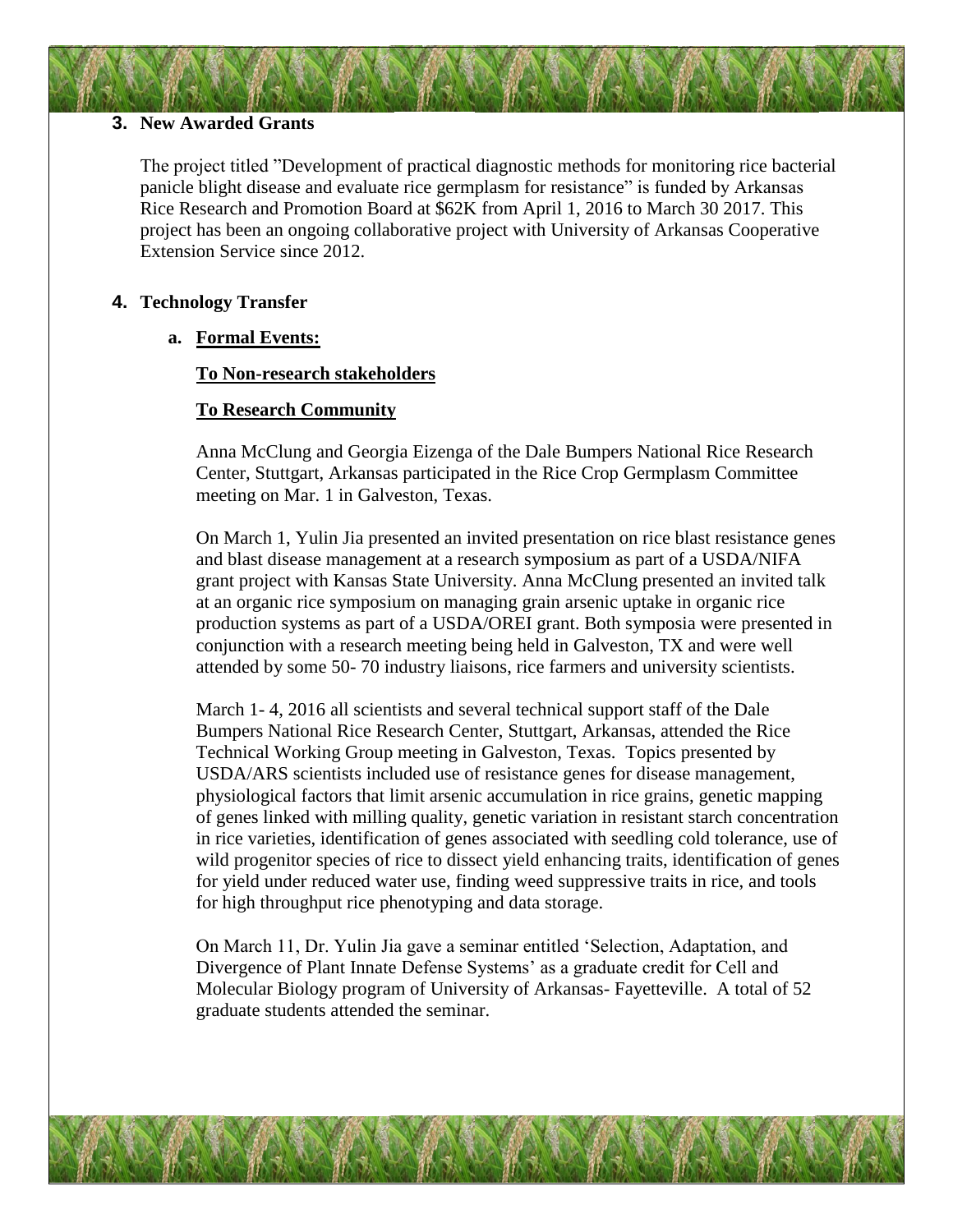## 3. New Awarded Grants

The project titled "Development of practical diagnostic methods for monitoring rice bacterial panicle blight disease and evaluate rice germplasm for resistance" is funded by Arkansas Rice Research and Promotion Board at $62K from April 1, 2016 to March 30 2017. This project has been an ongoing collaborative project with University of Arkansas Cooperative Extension Service since 2012.

## 4. Technology Transfer

### a. Formal Events:

**To Non-research stakeholders**

**To Research Community**

Anna McClung and Georgia Eizenga of the Dale Bumpers National Rice Research Center, Stuttgart, Arkansas participated in the Rice Crop Germplasm Committee meeting on Mar. 1 in Galveston, Texas.

On March 1, Yulin Jia presented an invited presentation on rice blast resistance genes and blast disease management at a research symposium as part of a USDA/NIFA grant project with Kansas State University. Anna McClung presented an invited talk at an organic rice symposium on managing grain arsenic uptake in organic rice production systems as part of a USDA/OREI grant. Both symposia were presented in conjunction with a research meeting being held in Galveston, TX and were well attended by some 50- 70 industry liaisons, rice farmers and university scientists.

March 1- 4, 2016 all scientists and several technical support staff of the Dale Bumpers National Rice Research Center, Stuttgart, Arkansas, attended the Rice Technical Working Group meeting in Galveston, Texas. Topics presented by USDA/ARS scientists included use of resistance genes for disease management, physiological factors that limit arsenic accumulation in rice grains, genetic mapping of genes linked with milling quality, genetic variation in resistant starch concentration in rice varieties, identification of genes associated with seedling cold tolerance, use of wild progenitor species of rice to dissect yield enhancing traits, identification of genes for yield under reduced water use, finding weed suppressive traits in rice, and tools for high throughput rice phenotyping and data storage.

On March 11, Dr. Yulin Jia gave a seminar entitled 'Selection, Adaptation, and Divergence of Plant Innate Defense Systems' as a graduate credit for Cell and Molecular Biology program of University of Arkansas- Fayetteville. A total of 52 graduate students attended the seminar.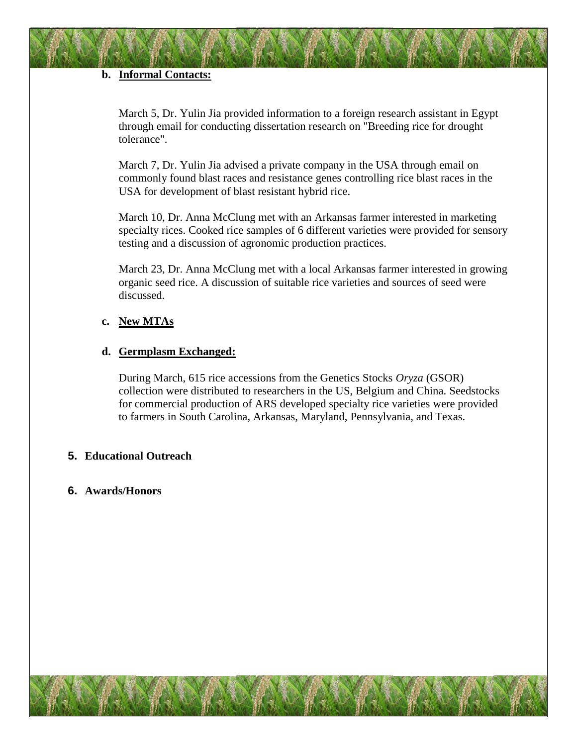**b. Informal Contacts:**

March 5, Dr. Yulin Jia provided information to a foreign research assistant in Egypt through email for conducting dissertation research on "Breeding rice for drought tolerance".

March 7, Dr. Yulin Jia advised a private company in the USA through email on commonly found blast races and resistance genes controlling rice blast races in the USA for development of blast resistant hybrid rice.

March 10, Dr. Anna McClung met with an Arkansas farmer interested in marketing specialty rices. Cooked rice samples of 6 different varieties were provided for sensory testing and a discussion of agronomic production practices.

March 23, Dr. Anna McClung met with a local Arkansas farmer interested in growing organic seed rice. A discussion of suitable rice varieties and sources of seed were discussed.

**c. New MTAs**

**d. Germplasm Exchanged:**

During March, 615 rice accessions from the Genetics Stocks *Oryza* (GSOR) collection were distributed to researchers in the US, Belgium and China. Seedstocks for commercial production of ARS developed specialty rice varieties were provided to farmers in South Carolina, Arkansas, Maryland, Pennsylvania, and Texas.

## 5. Educational Outreach

## 6. Awards/Honors